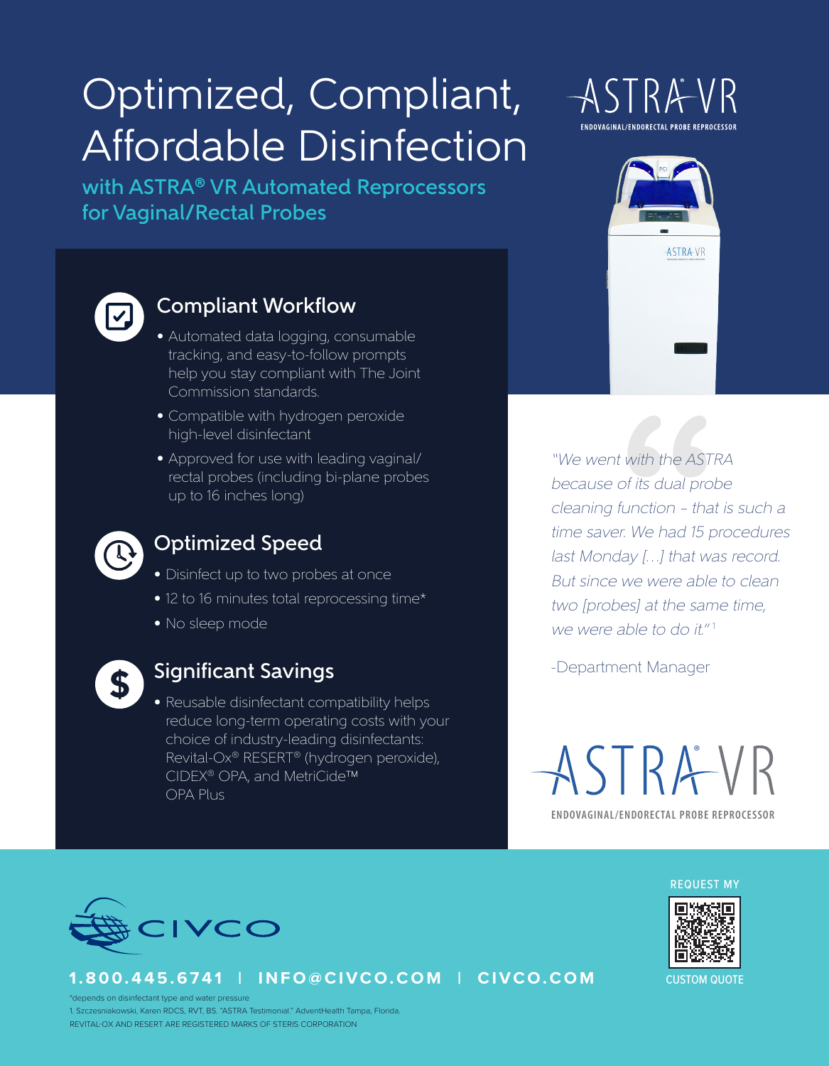# Optimized, Compliant, Affordable Disinfection

## with ASTRA® VR Automated Reprocessors for Vaginal/Rectal Probes

ASTRA VR
ENDOVAGINAL/ENDORECTAL PROBE REPROCESSOR

### Compliant Workflow

- Automated data logging, consumable tracking, and easy-to-follow prompts help you stay compliant with The Joint Commission standards.
- Compatible with hydrogen peroxide high-level disinfectant
- Approved for use with leading vaginal/rectal probes (including bi-plane probes up to 16 inches long)

### Optimized Speed

- Disinfect up to two probes at once
- 12 to 16 minutes total reprocessing time*
- No sleep mode

### Significant Savings

- Reusable disinfectant compatibility helps reduce long-term operating costs with your choice of industry-leading disinfectants: Revital-Ox® RESERT® (hydrogen peroxide), CIDEX® OPA, and MetriCide™ OPA Plus

*"We went with the ASTRA because of its dual probe cleaning function – that is such a time saver. We had 15 procedures last Monday […] that was record. But since we were able to clean two [probes] at the same time, we were able to do it."*[1]

-Department Manager

ASTRA VR
ENDOVAGINAL/ENDORECTAL PROBE REPROCESSOR

CIVCO

**1.800.445.6741 | INFO@CIVCO.COM | CIVCO.COM**

REQUEST MY CUSTOM QUOTE

*depends on disinfectant type and water pressure

1. Szczesniakowski, Karen RDCS, RVT, BS. "ASTRA Testimonial." AdventHealth Tampa, Florida.

REVITAL-OX AND RESERT ARE REGISTERED MARKS OF STERIS CORPORATION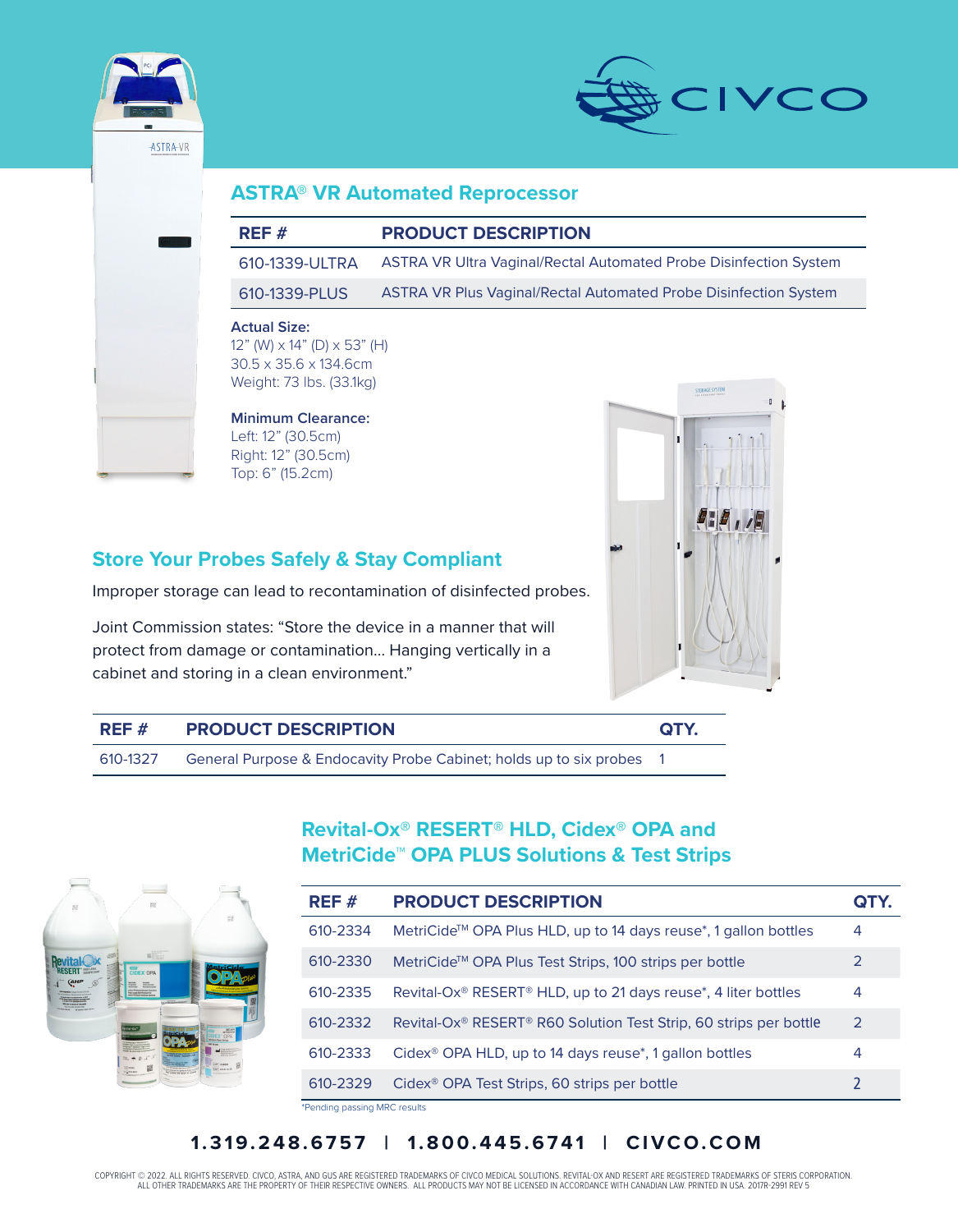## ASTRA® VR Automated Reprocessor

| REF # | PRODUCT DESCRIPTION |
|---|---|
| 610-1339-ULTRA | ASTRA VR Ultra Vaginal/Rectal Automated Probe Disinfection System |
| 610-1339-PLUS | ASTRA VR Plus Vaginal/Rectal Automated Probe Disinfection System |

**Actual Size:**
12" (W) x 14" (D) x 53" (H)
30.5 x 35.6 x 134.6cm
Weight: 73 lbs. (33.1kg)

**Minimum Clearance:**
Left: 12" (30.5cm)
Right: 12" (30.5cm)
Top: 6" (15.2cm)

## Store Your Probes Safely & Stay Compliant

Improper storage can lead to recontamination of disinfected probes.

Joint Commission states: "Store the device in a manner that will protect from damage or contamination... Hanging vertically in a cabinet and storing in a clean environment."

| REF # | PRODUCT DESCRIPTION | QTY. |
|---|---|---|
| 610-1327 | General Purpose & Endocavity Probe Cabinet; holds up to six probes | 1 |

## Revital-Ox® RESERT® HLD, Cidex® OPA and MetriCide™ OPA PLUS Solutions & Test Strips

| REF # | PRODUCT DESCRIPTION | QTY. |
|---|---|---|
| 610-2334 | MetriCide™ OPA Plus HLD, up to 14 days reuse*, 1 gallon bottles | 4 |
| 610-2330 | MetriCide™ OPA Plus Test Strips, 100 strips per bottle | 2 |
| 610-2335 | Revital-Ox® RESERT® HLD, up to 21 days reuse*, 4 liter bottles | 4 |
| 610-2332 | Revital-Ox® RESERT® R60 Solution Test Strip, 60 strips per bottle | 2 |
| 610-2333 | Cidex® OPA HLD, up to 14 days reuse*, 1 gallon bottles | 4 |
| 610-2329 | Cidex® OPA Test Strips, 60 strips per bottle | 2 |

*Pending passing MRC results

**1.319.248.6757 | 1.800.445.6741 | CIVCO.COM**

COPYRIGHT © 2022. ALL RIGHTS RESERVED. CIVCO, ASTRA, AND GUS ARE REGISTERED TRADEMARKS OF CIVCO MEDICAL SOLUTIONS. REVITAL-OX AND RESERT ARE REGISTERED TRADEMARKS OF STERIS CORPORATION. ALL OTHER TRADEMARKS ARE THE PROPERTY OF THEIR RESPECTIVE OWNERS. ALL PRODUCTS MAY NOT BE LICENSED IN ACCORDANCE WITH CANADIAN LAW. PRINTED IN USA. 2017R-2991 REV 5